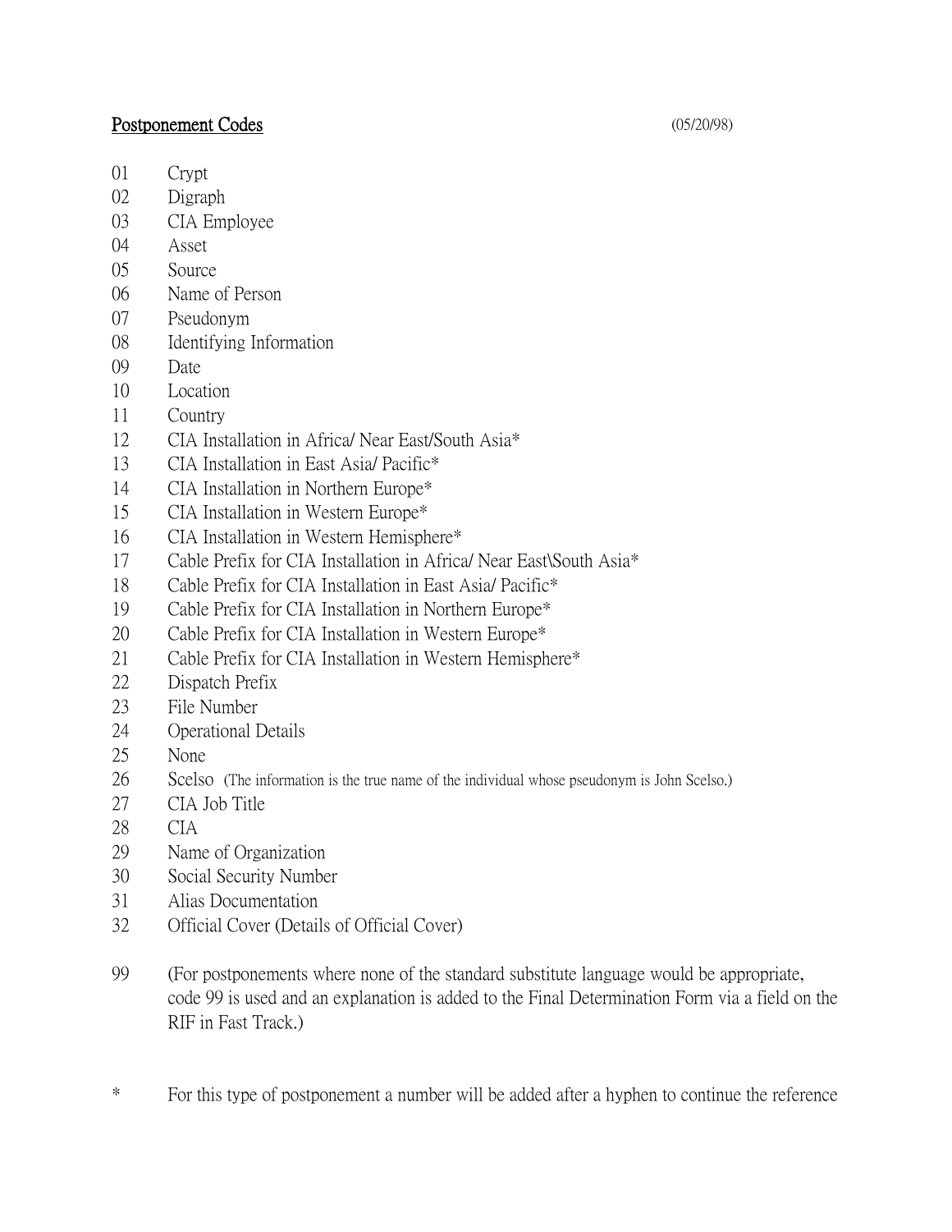<u>**Postponement Codes**</u> (05/20/98)

01 Crypt
02 Digraph
03 CIA Employee
04 Asset
05 Source
06 Name of Person
07 Pseudonym
08 Identifying Information
09 Date
10 Location
11 Country
12 CIA Installation in Africa/ Near East/South Asia*
13 CIA Installation in East Asia/ Pacific*
14 CIA Installation in Northern Europe*
15 CIA Installation in Western Europe*
16 CIA Installation in Western Hemisphere*
17 Cable Prefix for CIA Installation in Africa/ Near East\South Asia*
18 Cable Prefix for CIA Installation in East Asia/ Pacific*
19 Cable Prefix for CIA Installation in Northern Europe*
20 Cable Prefix for CIA Installation in Western Europe*
21 Cable Prefix for CIA Installation in Western Hemisphere*
22 Dispatch Prefix
23 File Number
24 Operational Details
25 None
26 Scelso (The information is the true name of the individual whose pseudonym is John Scelso.)
27 CIA Job Title
28 CIA
29 Name of Organization
30 Social Security Number
31 Alias Documentation
32 Official Cover (Details of Official Cover)

99 (For postponements where none of the standard substitute language would be appropriate, code 99 is used and an explanation is added to the Final Determination Form via a field on the RIF in Fast Track.)

* For this type of postponement a number will be added after a hyphen to continue the reference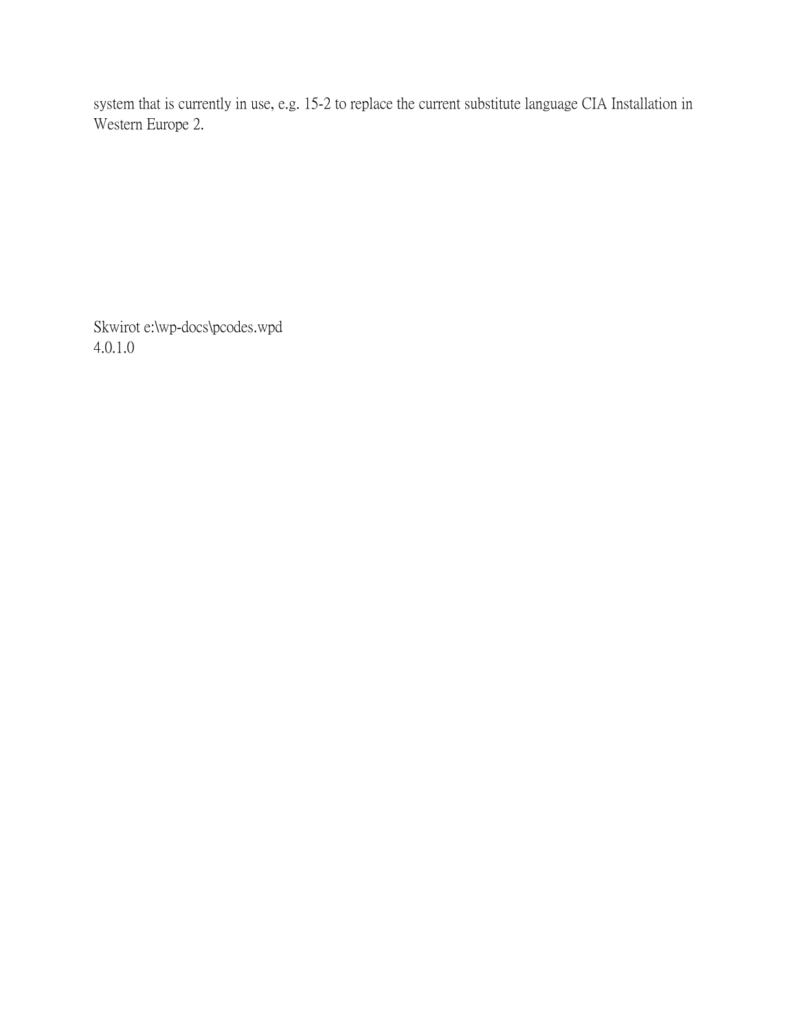system that is currently in use, e.g. 15-2 to replace the current substitute language CIA Installation in Western Europe 2.

Skwirot e:\wp-docs\pcodes.wpd
4.0.1.0